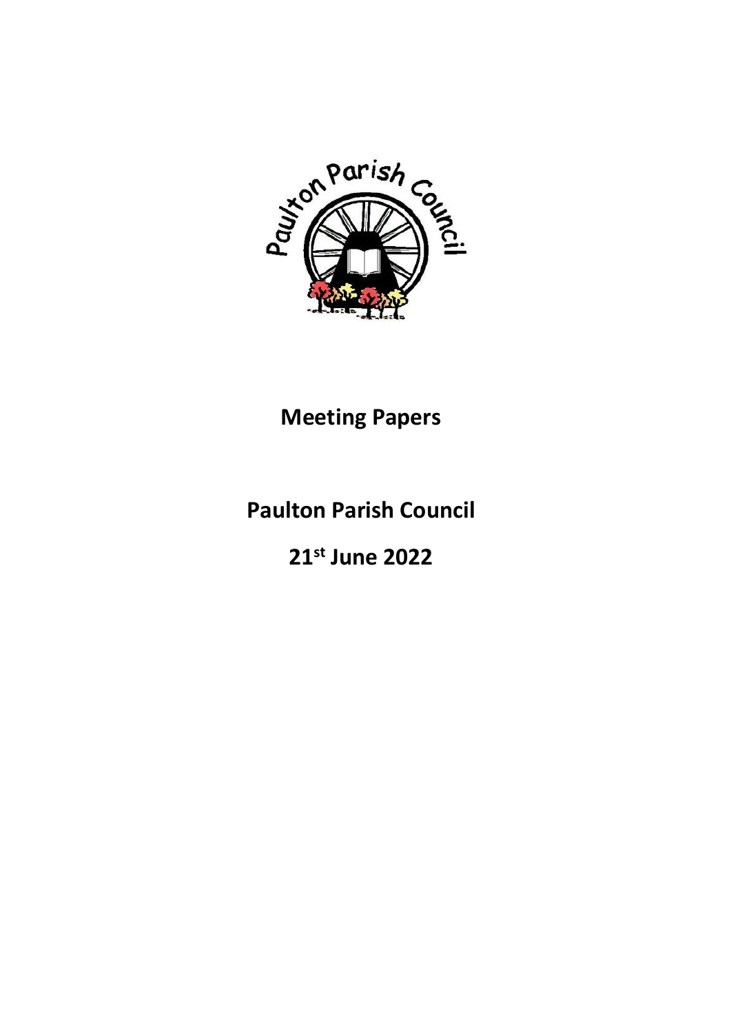# Meeting Papers

# Paulton Parish Council

# 21st June 2022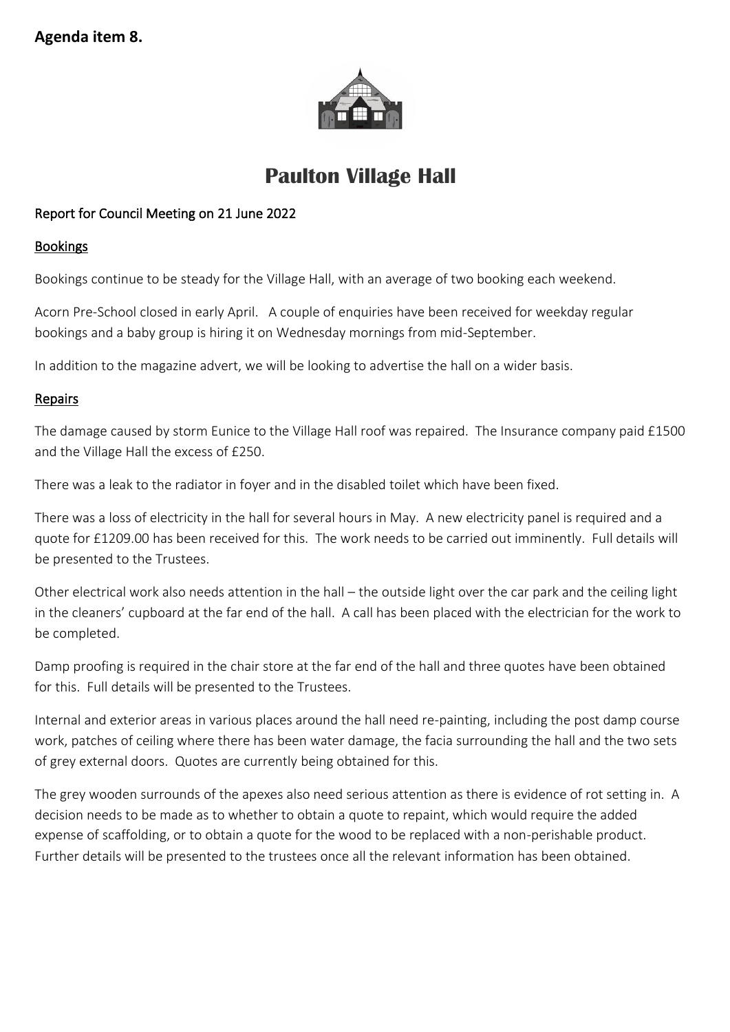**Agenda item 8.**

# Paulton Village Hall

Report for Council Meeting on 21 June 2022

## Bookings

Bookings continue to be steady for the Village Hall, with an average of two booking each weekend.

Acorn Pre-School closed in early April. A couple of enquiries have been received for weekday regular bookings and a baby group is hiring it on Wednesday mornings from mid-September.

In addition to the magazine advert, we will be looking to advertise the hall on a wider basis.

## Repairs

The damage caused by storm Eunice to the Village Hall roof was repaired. The Insurance company paid £1500 and the Village Hall the excess of £250.

There was a leak to the radiator in foyer and in the disabled toilet which have been fixed.

There was a loss of electricity in the hall for several hours in May. A new electricity panel is required and a quote for £1209.00 has been received for this. The work needs to be carried out imminently. Full details will be presented to the Trustees.

Other electrical work also needs attention in the hall – the outside light over the car park and the ceiling light in the cleaners' cupboard at the far end of the hall. A call has been placed with the electrician for the work to be completed.

Damp proofing is required in the chair store at the far end of the hall and three quotes have been obtained for this. Full details will be presented to the Trustees.

Internal and exterior areas in various places around the hall need re-painting, including the post damp course work, patches of ceiling where there has been water damage, the facia surrounding the hall and the two sets of grey external doors. Quotes are currently being obtained for this.

The grey wooden surrounds of the apexes also need serious attention as there is evidence of rot setting in. A decision needs to be made as to whether to obtain a quote to repaint, which would require the added expense of scaffolding, or to obtain a quote for the wood to be replaced with a non-perishable product. Further details will be presented to the trustees once all the relevant information has been obtained.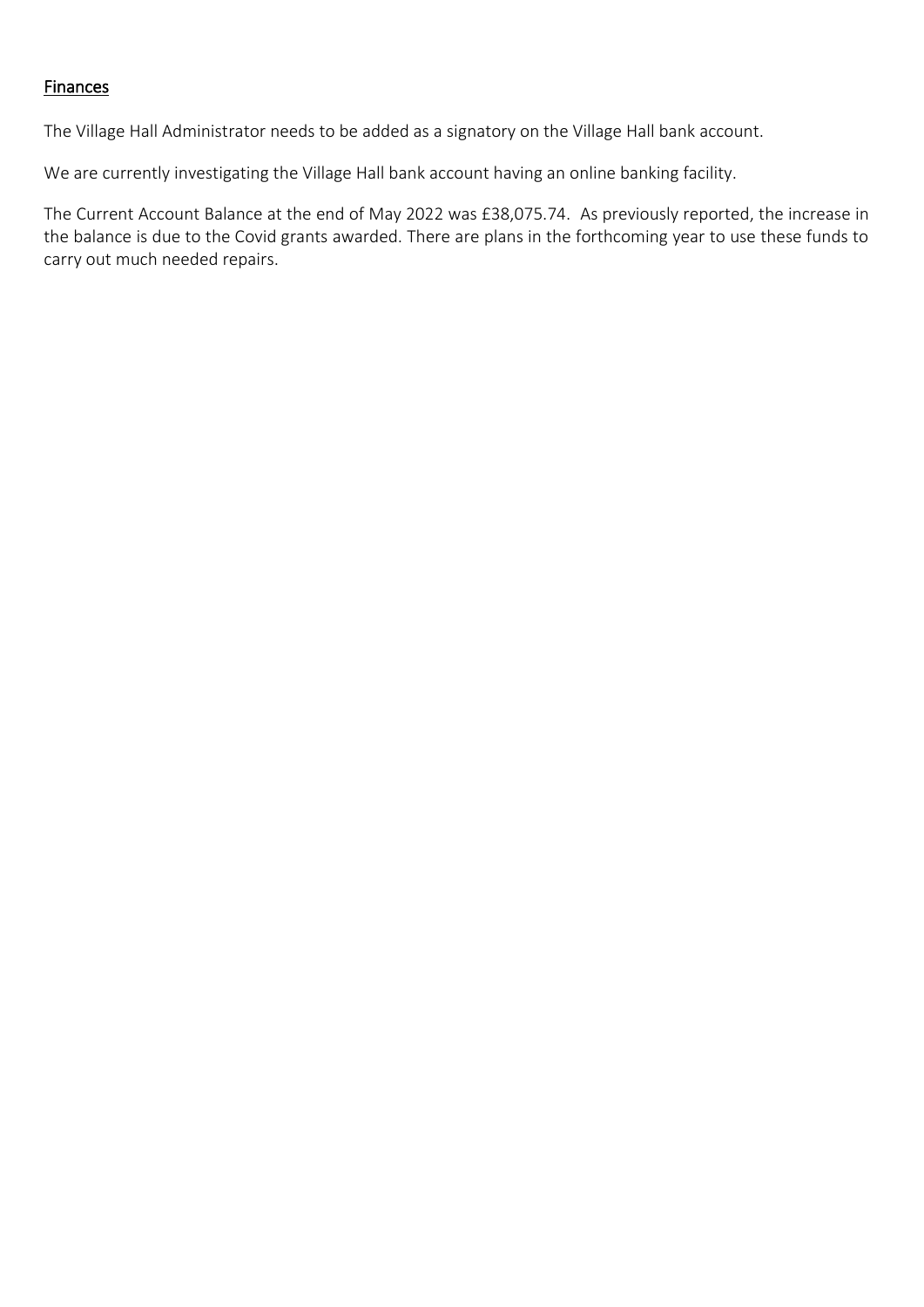## Finances

The Village Hall Administrator needs to be added as a signatory on the Village Hall bank account.

We are currently investigating the Village Hall bank account having an online banking facility.

The Current Account Balance at the end of May 2022 was £38,075.74. As previously reported, the increase in the balance is due to the Covid grants awarded. There are plans in the forthcoming year to use these funds to carry out much needed repairs.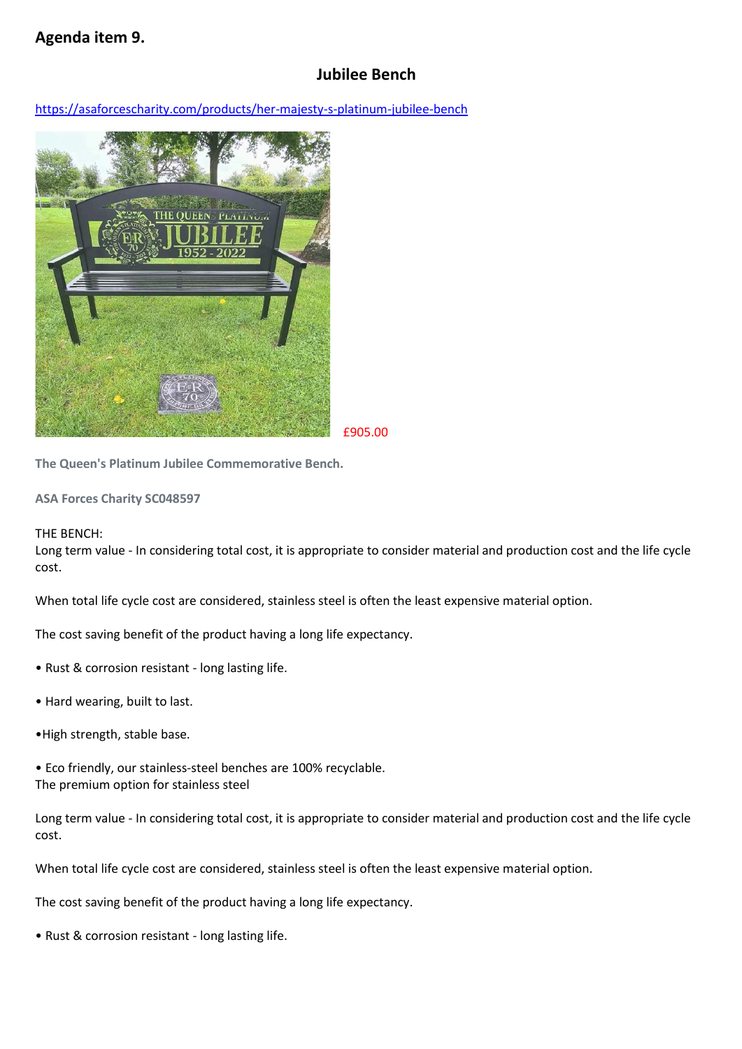# Agenda item 9.

## Jubilee Bench

https://asaforcescharity.com/products/her-majesty-s-platinum-jubilee-bench

£905.00

**The Queen's Platinum Jubilee Commemorative Bench.**

**ASA Forces Charity SC048597**

THE BENCH:
Long term value - In considering total cost, it is appropriate to consider material and production cost and the life cycle cost.

When total life cycle cost are considered, stainless steel is often the least expensive material option.

The cost saving benefit of the product having a long life expectancy.

- Rust & corrosion resistant - long lasting life.
- Hard wearing, built to last.
- High strength, stable base.
- Eco friendly, our stainless-steel benches are 100% recyclable.

The premium option for stainless steel

Long term value - In considering total cost, it is appropriate to consider material and production cost and the life cycle cost.

When total life cycle cost are considered, stainless steel is often the least expensive material option.

The cost saving benefit of the product having a long life expectancy.

- Rust & corrosion resistant - long lasting life.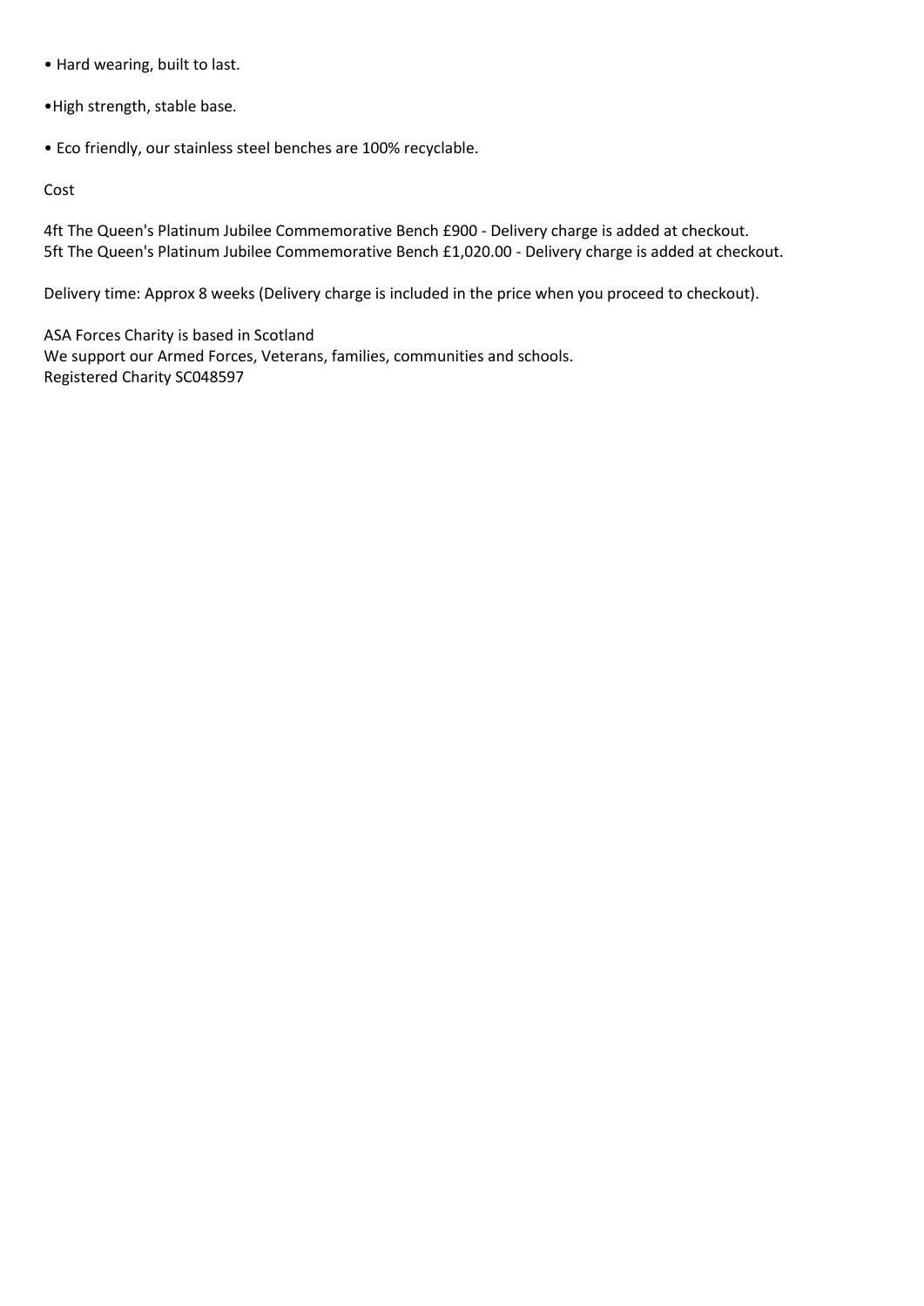- Hard wearing, built to last.

- High strength, stable base.

- Eco friendly, our stainless steel benches are 100% recyclable.

Cost

4ft The Queen's Platinum Jubilee Commemorative Bench £900 - Delivery charge is added at checkout.
5ft The Queen's Platinum Jubilee Commemorative Bench £1,020.00 - Delivery charge is added at checkout.

Delivery time: Approx 8 weeks (Delivery charge is included in the price when you proceed to checkout).

ASA Forces Charity is based in Scotland
We support our Armed Forces, Veterans, families, communities and schools.
Registered Charity SC048597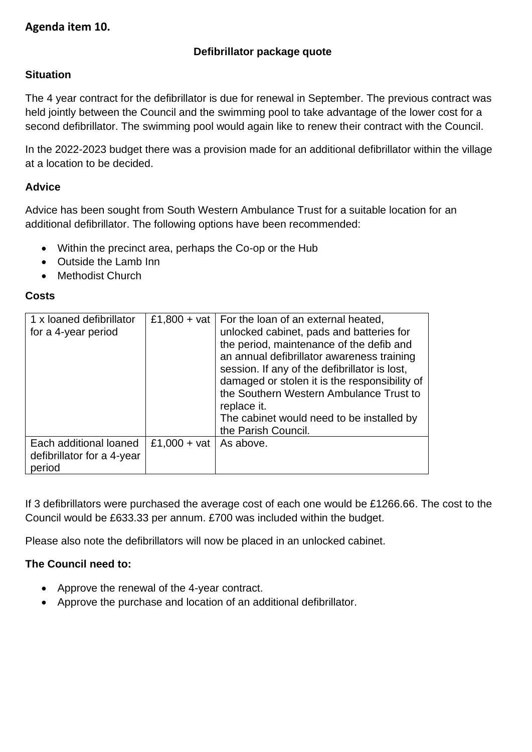## Agenda item 10.

### Defibrillator package quote

**Situation**

The 4 year contract for the defibrillator is due for renewal in September. The previous contract was held jointly between the Council and the swimming pool to take advantage of the lower cost for a second defibrillator. The swimming pool would again like to renew their contract with the Council.

In the 2022-2023 budget there was a provision made for an additional defibrillator within the village at a location to be decided.

**Advice**

Advice has been sought from South Western Ambulance Trust for a suitable location for an additional defibrillator. The following options have been recommended:

- Within the precinct area, perhaps the Co-op or the Hub
- Outside the Lamb Inn
- Methodist Church

**Costs**

| | | |
|---|---|---|
| 1 x loaned defibrillator for a 4-year period | £1,800 + vat | For the loan of an external heated, unlocked cabinet, pads and batteries for the period, maintenance of the defib and an annual defibrillator awareness training session. If any of the defibrillator is lost, damaged or stolen it is the responsibility of the Southern Western Ambulance Trust to replace it.<br>The cabinet would need to be installed by the Parish Council. |
| Each additional loaned defibrillator for a 4-year period | £1,000 + vat | As above. |

If 3 defibrillators were purchased the average cost of each one would be £1266.66. The cost to the Council would be £633.33 per annum. £700 was included within the budget.

Please also note the defibrillators will now be placed in an unlocked cabinet.

**The Council need to:**

- Approve the renewal of the 4-year contract.
- Approve the purchase and location of an additional defibrillator.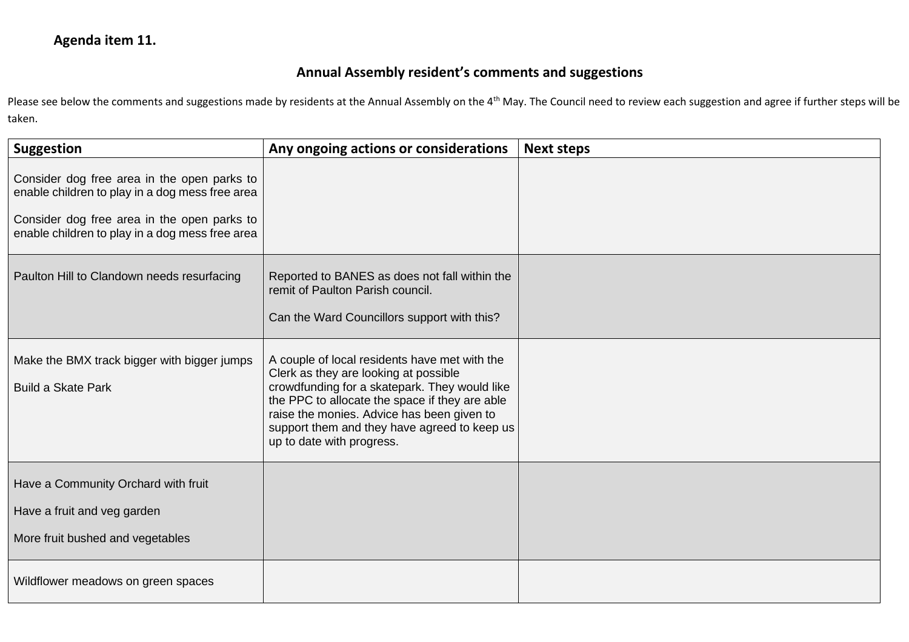**Agenda item 11.**

## Annual Assembly resident's comments and suggestions

Please see below the comments and suggestions made by residents at the Annual Assembly on the 4th May. The Council need to review each suggestion and agree if further steps will be taken.

| Suggestion | Any ongoing actions or considerations | Next steps |
|---|---|---|
| Consider dog free area in the open parks to enable children to play in a dog mess free area<br><br>Consider dog free area in the open parks to enable children to play in a dog mess free area | | |
| Paulton Hill to Clandown needs resurfacing | Reported to BANES as does not fall within the remit of Paulton Parish council.<br><br>Can the Ward Councillors support with this? | |
| Make the BMX track bigger with bigger jumps<br><br>Build a Skate Park | A couple of local residents have met with the Clerk as they are looking at possible crowdfunding for a skatepark. They would like the PPC to allocate the space if they are able raise the monies. Advice has been given to support them and they have agreed to keep us up to date with progress. | |
| Have a Community Orchard with fruit<br><br>Have a fruit and veg garden<br><br>More fruit bushed and vegetables | | |
| Wildflower meadows on green spaces | | |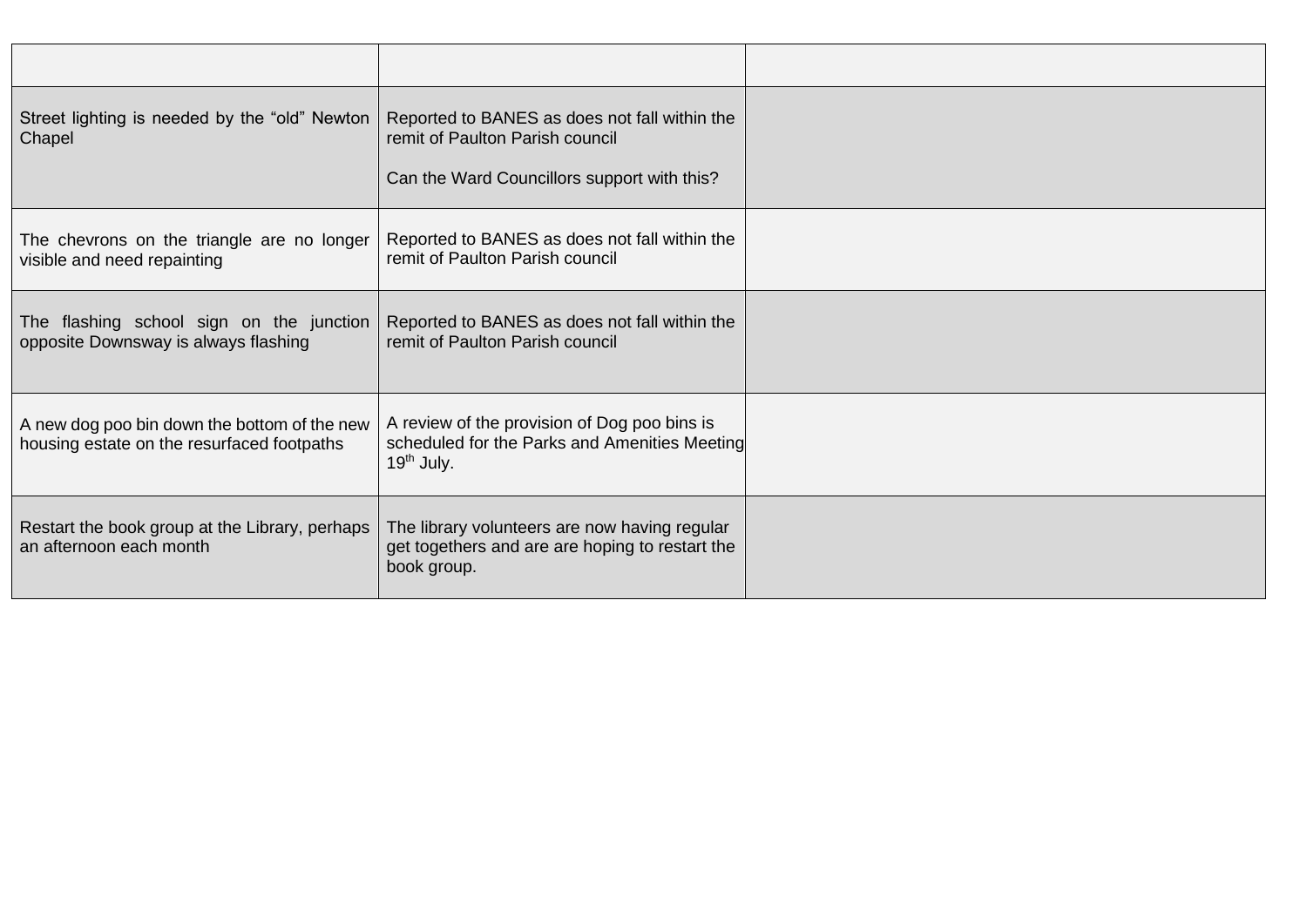| | | |
|---|---|---|
| Street lighting is needed by the “old” Newton Chapel | Reported to BANES as does not fall within the remit of Paulton Parish council<br><br>Can the Ward Councillors support with this? | |
| The chevrons on the triangle are no longer visible and need repainting | Reported to BANES as does not fall within the remit of Paulton Parish council | |
| The flashing school sign on the junction opposite Downsway is always flashing | Reported to BANES as does not fall within the remit of Paulton Parish council | |
| A new dog poo bin down the bottom of the new housing estate on the resurfaced footpaths | A review of the provision of Dog poo bins is scheduled for the Parks and Amenities Meeting 19th July. | |
| Restart the book group at the Library, perhaps an afternoon each month | The library volunteers are now having regular get togethers and are are hoping to restart the book group. | |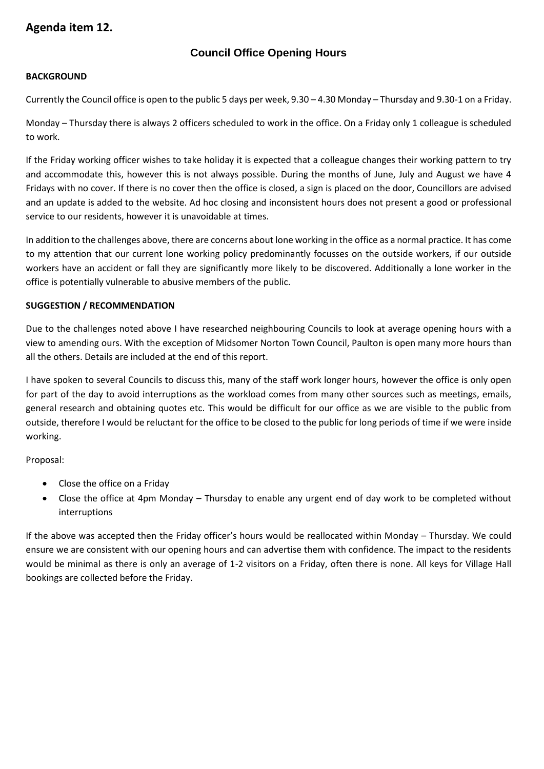## Agenda item 12.

### Council Office Opening Hours

**BACKGROUND**

Currently the Council office is open to the public 5 days per week, 9.30 – 4.30 Monday – Thursday and 9.30-1 on a Friday.

Monday – Thursday there is always 2 officers scheduled to work in the office. On a Friday only 1 colleague is scheduled to work.

If the Friday working officer wishes to take holiday it is expected that a colleague changes their working pattern to try and accommodate this, however this is not always possible. During the months of June, July and August we have 4 Fridays with no cover. If there is no cover then the office is closed, a sign is placed on the door, Councillors are advised and an update is added to the website. Ad hoc closing and inconsistent hours does not present a good or professional service to our residents, however it is unavoidable at times.

In addition to the challenges above, there are concerns about lone working in the office as a normal practice. It has come to my attention that our current lone working policy predominantly focusses on the outside workers, if our outside workers have an accident or fall they are significantly more likely to be discovered. Additionally a lone worker in the office is potentially vulnerable to abusive members of the public.

**SUGGESTION / RECOMMENDATION**

Due to the challenges noted above I have researched neighbouring Councils to look at average opening hours with a view to amending ours. With the exception of Midsomer Norton Town Council, Paulton is open many more hours than all the others. Details are included at the end of this report.

I have spoken to several Councils to discuss this, many of the staff work longer hours, however the office is only open for part of the day to avoid interruptions as the workload comes from many other sources such as meetings, emails, general research and obtaining quotes etc. This would be difficult for our office as we are visible to the public from outside, therefore I would be reluctant for the office to be closed to the public for long periods of time if we were inside working.

Proposal:

- Close the office on a Friday
- Close the office at 4pm Monday – Thursday to enable any urgent end of day work to be completed without interruptions

If the above was accepted then the Friday officer's hours would be reallocated within Monday – Thursday. We could ensure we are consistent with our opening hours and can advertise them with confidence. The impact to the residents would be minimal as there is only an average of 1-2 visitors on a Friday, often there is none. All keys for Village Hall bookings are collected before the Friday.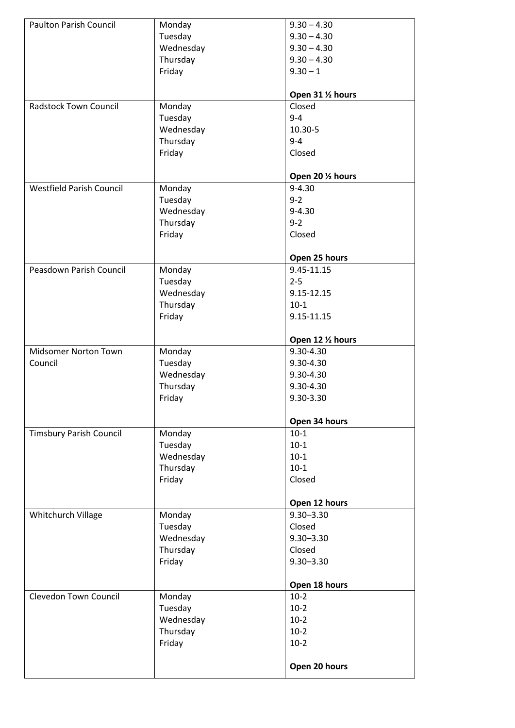| | | |
|---|---|---|
| Paulton Parish Council | Monday<br>Tuesday<br>Wednesday<br>Thursday<br>Friday | 9.30 – 4.30<br>9.30 – 4.30<br>9.30 – 4.30<br>9.30 – 4.30<br>9.30 – 1<br><br>**Open 31 ½ hours** |
| Radstock Town Council | Monday<br>Tuesday<br>Wednesday<br>Thursday<br>Friday | Closed<br>9-4<br>10.30-5<br>9-4<br>Closed<br><br>**Open 20 ½ hours** |
| Westfield Parish Council | Monday<br>Tuesday<br>Wednesday<br>Thursday<br>Friday | 9-4.30<br>9-2<br>9-4.30<br>9-2<br>Closed<br><br>**Open 25 hours** |
| Peasdown Parish Council | Monday<br>Tuesday<br>Wednesday<br>Thursday<br>Friday | 9.45-11.15<br>2-5<br>9.15-12.15<br>10-1<br>9.15-11.15<br><br>**Open 12 ½ hours** |
| Midsomer Norton Town Council | Monday<br>Tuesday<br>Wednesday<br>Thursday<br>Friday | 9.30-4.30<br>9.30-4.30<br>9.30-4.30<br>9.30-4.30<br>9.30-3.30<br><br>**Open 34 hours** |
| Timsbury Parish Council | Monday<br>Tuesday<br>Wednesday<br>Thursday<br>Friday | 10-1<br>10-1<br>10-1<br>10-1<br>Closed<br><br>**Open 12 hours** |
| Whitchurch Village | Monday<br>Tuesday<br>Wednesday<br>Thursday<br>Friday | 9.30–3.30<br>Closed<br>9.30–3.30<br>Closed<br>9.30–3.30<br><br>**Open 18 hours** |
| Clevedon Town Council | Monday<br>Tuesday<br>Wednesday<br>Thursday<br>Friday | 10-2<br>10-2<br>10-2<br>10-2<br>10-2<br><br>**Open 20 hours** |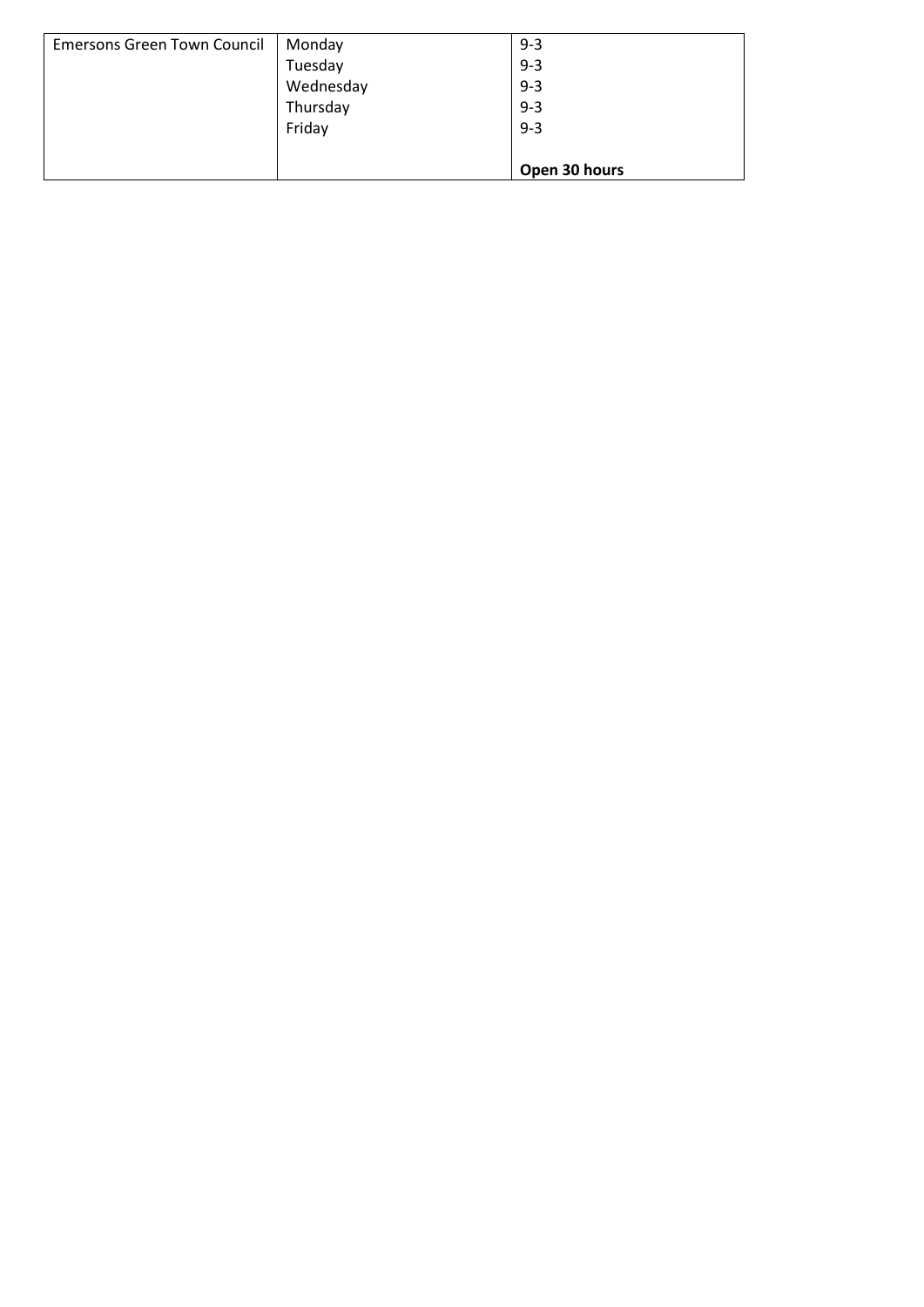| | | |
|---|---|---|
| Emersons Green Town Council | Monday | 9-3 |
| | Tuesday | 9-3 |
| | Wednesday | 9-3 |
| | Thursday | 9-3 |
| | Friday | 9-3 |
| | | **Open 30 hours** |